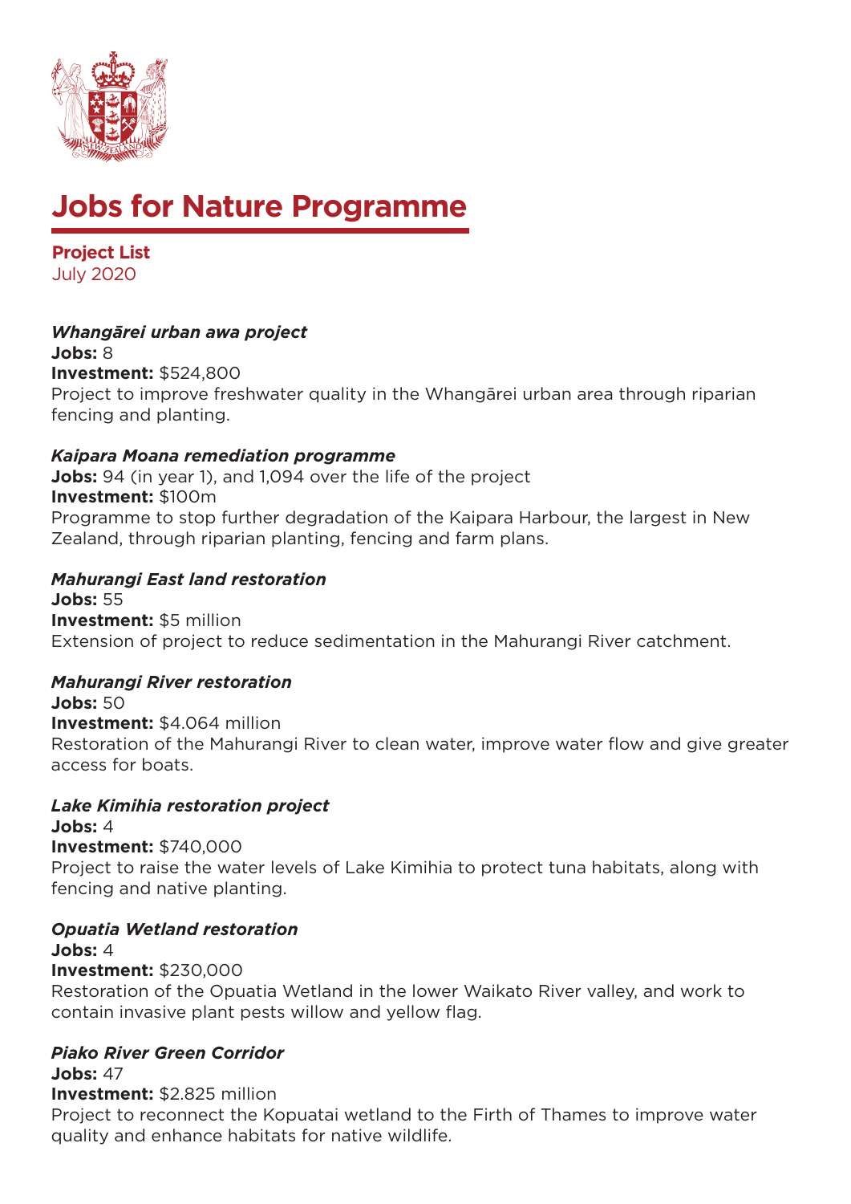# Jobs for Nature Programme

**Project List**
July 2020

***Whangārei urban awa project***
**Jobs:** 8
**Investment:** $524,800
Project to improve freshwater quality in the Whangārei urban area through riparian fencing and planting.

***Kaipara Moana remediation programme***
**Jobs:** 94 (in year 1), and 1,094 over the life of the project
**Investment:** $100m
Programme to stop further degradation of the Kaipara Harbour, the largest in New Zealand, through riparian planting, fencing and farm plans.

***Mahurangi East land restoration***
**Jobs:** 55
**Investment:** $5 million
Extension of project to reduce sedimentation in the Mahurangi River catchment.

***Mahurangi River restoration***
**Jobs:** 50
**Investment:** $4.064 million
Restoration of the Mahurangi River to clean water, improve water flow and give greater access for boats.

***Lake Kimihia restoration project***
**Jobs:** 4
**Investment:** $740,000
Project to raise the water levels of Lake Kimihia to protect tuna habitats, along with fencing and native planting.

***Opuatia Wetland restoration***
**Jobs:** 4
**Investment:** $230,000
Restoration of the Opuatia Wetland in the lower Waikato River valley, and work to contain invasive plant pests willow and yellow flag.

***Piako River Green Corridor***
**Jobs:** 47
**Investment:** $2.825 million
Project to reconnect the Kopuatai wetland to the Firth of Thames to improve water quality and enhance habitats for native wildlife.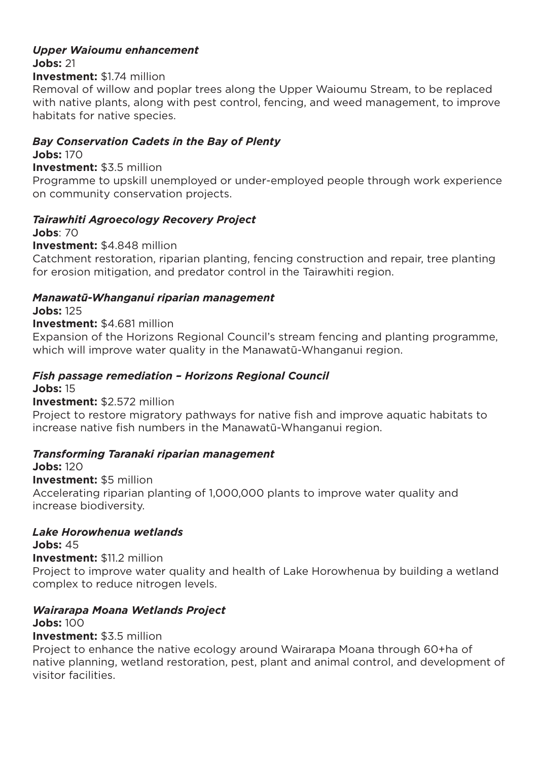***Upper Waioumu enhancement***

**Jobs:** 21

**Investment:** $1.74 million

Removal of willow and poplar trees along the Upper Waioumu Stream, to be replaced with native plants, along with pest control, fencing, and weed management, to improve habitats for native species.

***Bay Conservation Cadets in the Bay of Plenty***

**Jobs:** 170

**Investment:** $3.5 million

Programme to upskill unemployed or under-employed people through work experience on community conservation projects.

***Tairawhiti Agroecology Recovery Project***

**Jobs**: 70

**Investment:** $4.848 million

Catchment restoration, riparian planting, fencing construction and repair, tree planting for erosion mitigation, and predator control in the Tairawhiti region.

***Manawatū-Whanganui riparian management***

**Jobs:** 125

**Investment:** $4.681 million

Expansion of the Horizons Regional Council's stream fencing and planting programme, which will improve water quality in the Manawatū-Whanganui region.

***Fish passage remediation – Horizons Regional Council***

**Jobs:** 15

**Investment:** $2.572 million

Project to restore migratory pathways for native fish and improve aquatic habitats to increase native fish numbers in the Manawatū-Whanganui region.

***Transforming Taranaki riparian management***

**Jobs:** 120

**Investment:** $5 million

Accelerating riparian planting of 1,000,000 plants to improve water quality and increase biodiversity.

***Lake Horowhenua wetlands***

**Jobs:** 45

**Investment:** $11.2 million

Project to improve water quality and health of Lake Horowhenua by building a wetland complex to reduce nitrogen levels.

***Wairarapa Moana Wetlands Project***

**Jobs:** 100

**Investment:** $3.5 million

Project to enhance the native ecology around Wairarapa Moana through 60+ha of native planning, wetland restoration, pest, plant and animal control, and development of visitor facilities.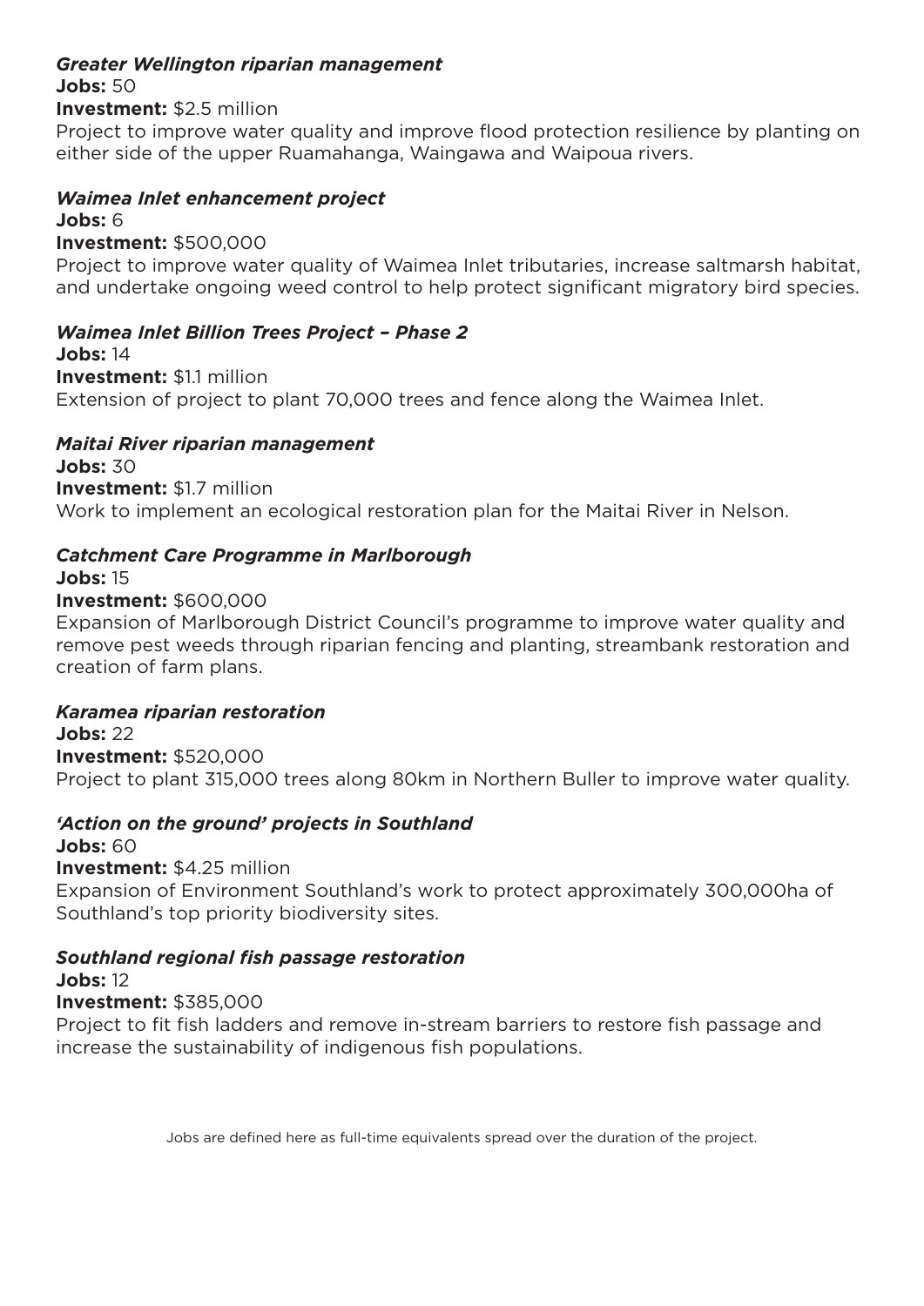***Greater Wellington riparian management***

**Jobs:** 50

**Investment:** $2.5 million

Project to improve water quality and improve flood protection resilience by planting on either side of the upper Ruamahanga, Waingawa and Waipoua rivers.

***Waimea Inlet enhancement project***

**Jobs:** 6

**Investment:** $500,000

Project to improve water quality of Waimea Inlet tributaries, increase saltmarsh habitat, and undertake ongoing weed control to help protect significant migratory bird species.

***Waimea Inlet Billion Trees Project – Phase 2***

**Jobs:** 14

**Investment:** $1.1 million

Extension of project to plant 70,000 trees and fence along the Waimea Inlet.

***Maitai River riparian management***

**Jobs:** 30

**Investment:** $1.7 million

Work to implement an ecological restoration plan for the Maitai River in Nelson.

***Catchment Care Programme in Marlborough***

**Jobs:** 15

**Investment:** $600,000

Expansion of Marlborough District Council's programme to improve water quality and remove pest weeds through riparian fencing and planting, streambank restoration and creation of farm plans.

***Karamea riparian restoration***

**Jobs:** 22

**Investment:** $520,000

Project to plant 315,000 trees along 80km in Northern Buller to improve water quality.

***'Action on the ground' projects in Southland***

**Jobs:** 60

**Investment:** $4.25 million

Expansion of Environment Southland's work to protect approximately 300,000ha of Southland's top priority biodiversity sites.

***Southland regional fish passage restoration***

**Jobs:** 12

**Investment:** $385,000

Project to fit fish ladders and remove in-stream barriers to restore fish passage and increase the sustainability of indigenous fish populations.

Jobs are defined here as full-time equivalents spread over the duration of the project.